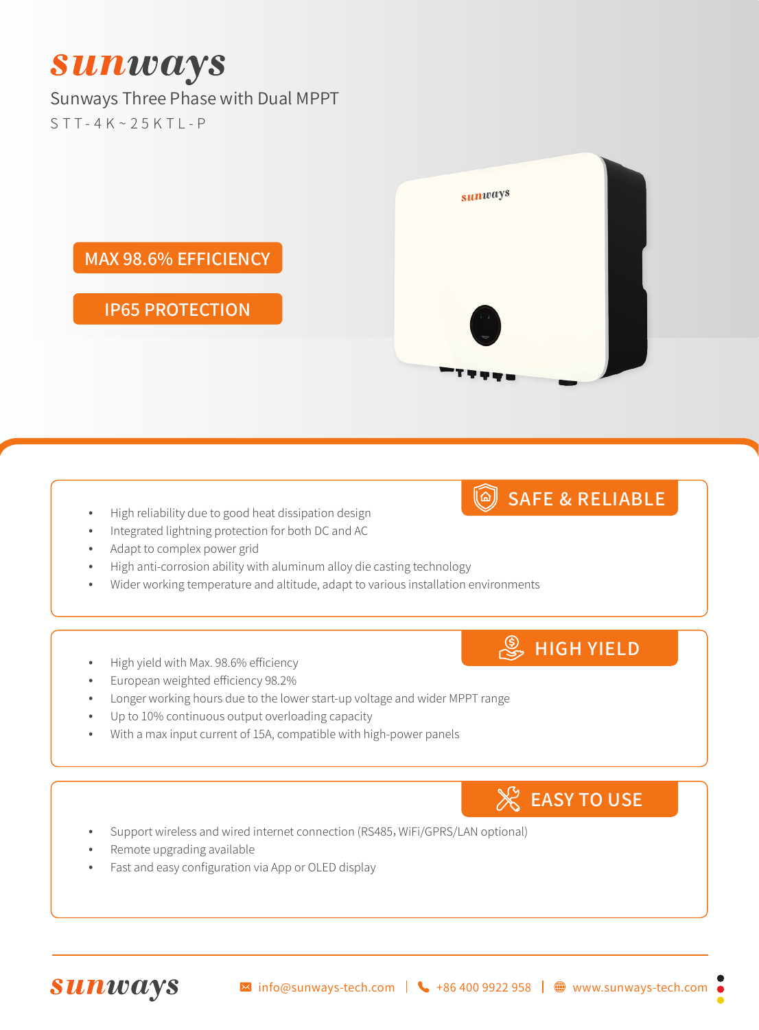# sunways

Sunways Three Phase with Dual MPPT

STT-4K~25KTL-P

**MAX 98.6% EFFICIENCY**

**IP65 PROTECTION**

## SAFE & RELIABLE

- High reliability due to good heat dissipation design
- Integrated lightning protection for both DC and AC
- Adapt to complex power grid
- High anti-corrosion ability with aluminum alloy die casting technology
- Wider working temperature and altitude, adapt to various installation environments

## HIGH YIELD

- High yield with Max. 98.6% efficiency
- European weighted efficiency 98.2%
- Longer working hours due to the lower start-up voltage and wider MPPT range
- Up to 10% continuous output overloading capacity
- With a max input current of 15A, compatible with high-power panels

## EASY TO USE

- Support wireless and wired internet connection (RS485, WiFi/GPRS/LAN optional)
- Remote upgrading available
- Fast and easy configuration via App or OLED display

sunways

info@sunways-tech.com | +86 400 9922 958 | www.sunways-tech.com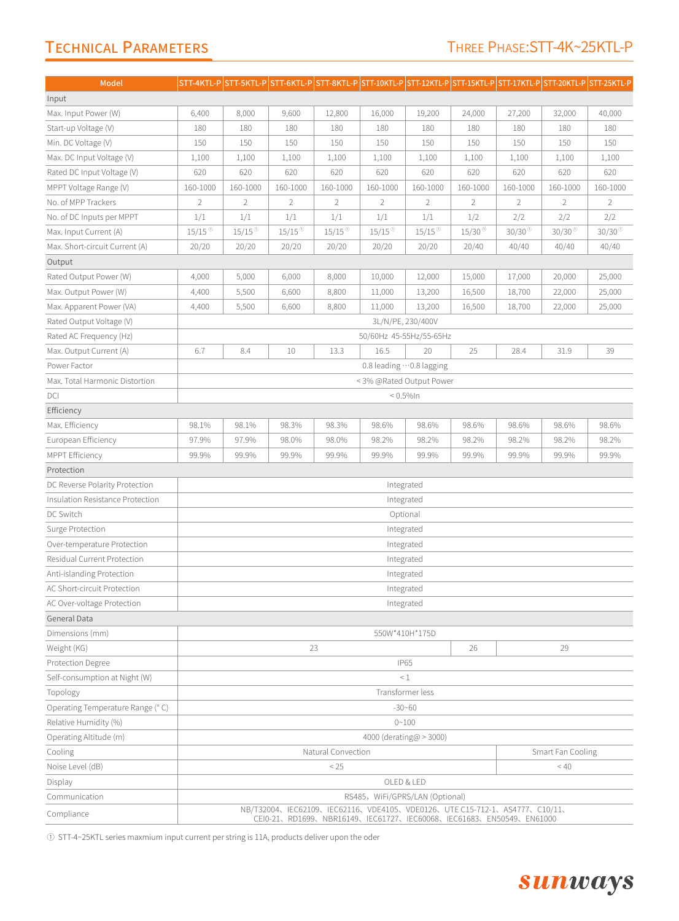# Technical Parameters

## Three Phase:STT-4K~25KTL-P

| Model | STT-4KTL-P | STT-5KTL-P | STT-6KTL-P | STT-8KTL-P | STT-10KTL-P | STT-12KTL-P | STT-15KTL-P | STT-17KTL-P | STT-20KTL-P | STT-25KTL-P |
|---|---|---|---|---|---|---|---|---|---|---|
| **Input** | | | | | | | | | | |
| Max. Input Power (W) | 6,400 | 8,000 | 9,600 | 12,800 | 16,000 | 19,200 | 24,000 | 27,200 | 32,000 | 40,000 |
| Start-up Voltage (V) | 180 | 180 | 180 | 180 | 180 | 180 | 180 | 180 | 180 | 180 |
| Min. DC Voltage (V) | 150 | 150 | 150 | 150 | 150 | 150 | 150 | 150 | 150 | 150 |
| Max. DC Input Voltage (V) | 1,100 | 1,100 | 1,100 | 1,100 | 1,100 | 1,100 | 1,100 | 1,100 | 1,100 | 1,100 |
| Rated DC Input Voltage (V) | 620 | 620 | 620 | 620 | 620 | 620 | 620 | 620 | 620 | 620 |
| MPPT Voltage Range (V) | 160-1000 | 160-1000 | 160-1000 | 160-1000 | 160-1000 | 160-1000 | 160-1000 | 160-1000 | 160-1000 | 160-1000 |
| No. of MPP Trackers | 2 | 2 | 2 | 2 | 2 | 2 | 2 | 2 | 2 | 2 |
| No. of DC Inputs per MPPT | 1/1 | 1/1 | 1/1 | 1/1 | 1/1 | 1/1 | 1/2 | 2/2 | 2/2 | 2/2 |
| Max. Input Current (A) | 15/15 ① | 15/15 ① | 15/15 ① | 15/15 ① | 15/15 ① | 15/15 ① | 15/30 ① | 30/30 ① | 30/30 ① | 30/30 ① |
| Max. Short-circuit Current (A) | 20/20 | 20/20 | 20/20 | 20/20 | 20/20 | 20/20 | 20/40 | 40/40 | 40/40 | 40/40 |
| **Output** | | | | | | | | | | |
| Rated Output Power (W) | 4,000 | 5,000 | 6,000 | 8,000 | 10,000 | 12,000 | 15,000 | 17,000 | 20,000 | 25,000 |
| Max. Output Power (W) | 4,400 | 5,500 | 6,600 | 8,800 | 11,000 | 13,200 | 16,500 | 18,700 | 22,000 | 25,000 |
| Max. Apparent Power (VA) | 4,400 | 5,500 | 6,600 | 8,800 | 11,000 | 13,200 | 16,500 | 18,700 | 22,000 | 25,000 |
| Rated Output Voltage (V) | 3L/N/PE, 230/400V | | | | | | | | | |
| Rated AC Frequency (Hz) | 50/60Hz 45-55Hz/55-65Hz | | | | | | | | | |
| Max. Output Current (A) | 6.7 | 8.4 | 10 | 13.3 | 16.5 | 20 | 25 | 28.4 | 31.9 | 39 |
| Power Factor | 0.8 leading …0.8 lagging | | | | | | | | | |
| Max. Total Harmonic Distortion | <3% @Rated Output Power | | | | | | | | | |
| DCI | <0.5%In | | | | | | | | | |
| **Efficiency** | | | | | | | | | | |
| Max. Efficiency | 98.1% | 98.1% | 98.3% | 98.3% | 98.6% | 98.6% | 98.6% | 98.6% | 98.6% | 98.6% |
| European Efficiency | 97.9% | 97.9% | 98.0% | 98.0% | 98.2% | 98.2% | 98.2% | 98.2% | 98.2% | 98.2% |
| MPPT Efficiency | 99.9% | 99.9% | 99.9% | 99.9% | 99.9% | 99.9% | 99.9% | 99.9% | 99.9% | 99.9% |
| **Protection** | | | | | | | | | | |
| DC Reverse Polarity Protection | Integrated | | | | | | | | | |
| Insulation Resistance Protection | Integrated | | | | | | | | | |
| DC Switch | Optional | | | | | | | | | |
| Surge Protection | Integrated | | | | | | | | | |
| Over-temperature Protection | Integrated | | | | | | | | | |
| Residual Current Protection | Integrated | | | | | | | | | |
| Anti-islanding Protection | Integrated | | | | | | | | | |
| AC Short-circuit Protection | Integrated | | | | | | | | | |
| AC Over-voltage Protection | Integrated | | | | | | | | | |
| **General Data** | | | | | | | | | | |
| Dimensions (mm) | 550W*410H*175D | | | | | | | | | |
| Weight (KG) | 23 | | | | | | 26 | 29 | | |
| Protection Degree | IP65 | | | | | | | | | |
| Self-consumption at Night (W) | <1 | | | | | | | | | |
| Topology | Transformer less | | | | | | | | | |
| Operating Temperature Range (° C) | -30~60 | | | | | | | | | |
| Relative Humidity (%) | 0~100 | | | | | | | | | |
| Operating Altitude (m) | 4000 (derating@>3000) | | | | | | | | | |
| Cooling | Natural Convection | | | | | | | Smart Fan Cooling | | |
| Noise Level (dB) | <25 | | | | | | | <40 | | |
| Display | OLED & LED | | | | | | | | | |
| Communication | RS485，WiFi/GPRS/LAN (Optional) | | | | | | | | | |
| Compliance | NB/T32004、IEC62109、IEC62116、VDE4105、VDE0126、UTE C15-712-1、AS4777、C10/11、CEI0-21、RD1699、NBR16149、IEC61727、IEC60068、IEC61683、EN50549、EN61000 | | | | | | | | | |

① STT-4~25KTL series maxmium input current per string is 11A, products deliver upon the oder

sunways